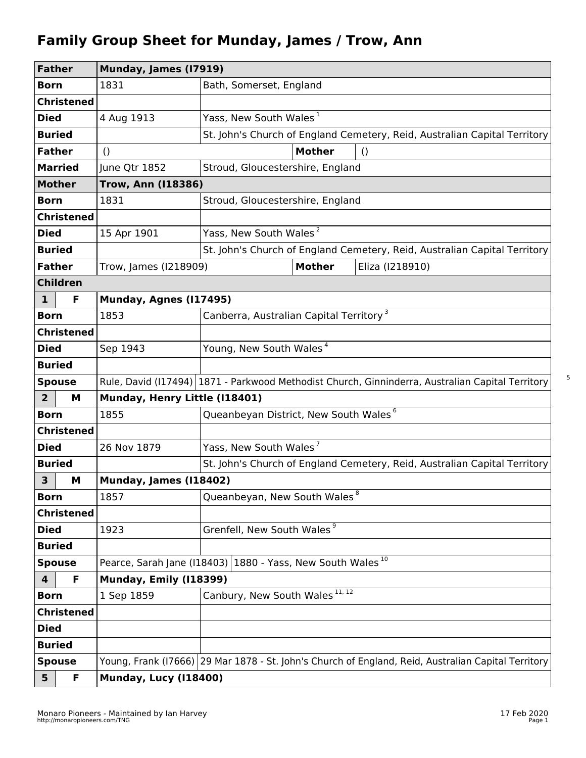# Family Group Sheet for Munday, James / Trow, Ann

| Father | Munday, James (I7919) | | | |
|---|---|---|---|---|
| Born | 1831 | Bath, Somerset, England | | |
| Christened | | | | |
| Died | 4 Aug 1913 | Yass, New South Wales [1] | | |
| Buried | | St. John's Church of England Cemetery, Reid, Australian Capital Territory | | |
| Father | () | | Mother | () |
| Married | June Qtr 1852 | Stroud, Gloucestershire, England | | |
| **Mother** | **Trow, Ann (I18386)** | | | |
| Born | 1831 | Stroud, Gloucestershire, England | | |
| Christened | | | | |
| Died | 15 Apr 1901 | Yass, New South Wales [2] | | |
| Buried | | St. John's Church of England Cemetery, Reid, Australian Capital Territory | | |
| Father | Trow, James (I218909) | | Mother | Eliza (I218910) |
| **Children** | | | | |
| **1 F** | **Munday, Agnes (I17495)** | | | |
| Born | 1853 | Canberra, Australian Capital Territory [3] | | |
| Christened | | | | |
| Died | Sep 1943 | Young, New South Wales [4] | | |
| Buried | | | | |
| Spouse | Rule, David (I17494) | 1871 - Parkwood Methodist Church, Ginninderra, Australian Capital Territory [5] | | |
| **2 M** | **Munday, Henry Little (I18401)** | | | |
| Born | 1855 | Queanbeyan District, New South Wales [6] | | |
| Christened | | | | |
| Died | 26 Nov 1879 | Yass, New South Wales [7] | | |
| Buried | | St. John's Church of England Cemetery, Reid, Australian Capital Territory | | |
| **3 M** | **Munday, James (I18402)** | | | |
| Born | 1857 | Queanbeyan, New South Wales [8] | | |
| Christened | | | | |
| Died | 1923 | Grenfell, New South Wales [9] | | |
| Buried | | | | |
| Spouse | Pearce, Sarah Jane (I18403) | 1880 - Yass, New South Wales [10] | | |
| **4 F** | **Munday, Emily (I18399)** | | | |
| Born | 1 Sep 1859 | Canbury, New South Wales [11, 12] | | |
| Christened | | | | |
| Died | | | | |
| Buried | | | | |
| Spouse | Young, Frank (I7666) | 29 Mar 1878 - St. John's Church of England, Reid, Australian Capital Territory | | |
| **5 F** | **Munday, Lucy (I18400)** | | | |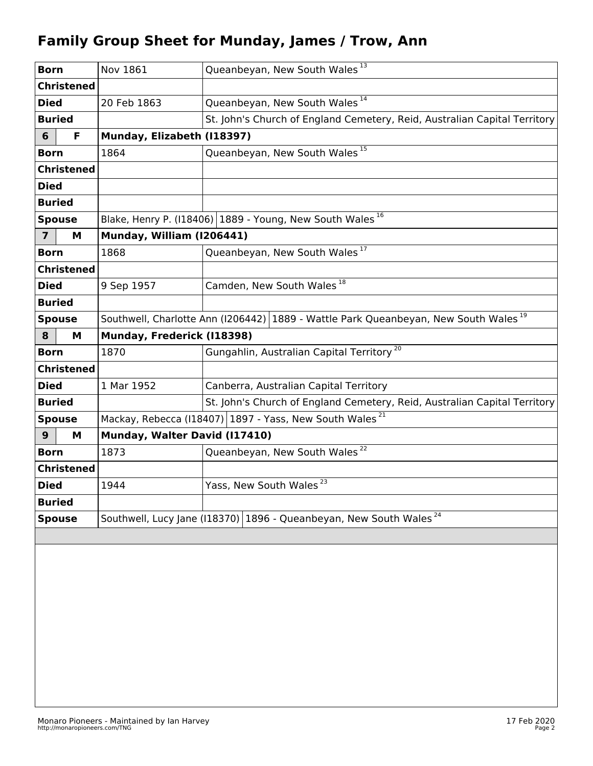# Family Group Sheet for Munday, James / Trow, Ann

| | | |
|---|---|---|
| **Born** | Nov 1861 | Queanbeyan, New South Wales [13] |
| **Christened** | | |
| **Died** | 20 Feb 1863 | Queanbeyan, New South Wales [14] |
| **Buried** | | St. John's Church of England Cemetery, Reid, Australian Capital Territory |
| **6 F** | **Munday, Elizabeth (I18397)** | |
| **Born** | 1864 | Queanbeyan, New South Wales [15] |
| **Christened** | | |
| **Died** | | |
| **Buried** | | |
| **Spouse** | Blake, Henry P. (I18406) | 1889 - Young, New South Wales [16] |
| **7 M** | **Munday, William (I206441)** | |
| **Born** | 1868 | Queanbeyan, New South Wales [17] |
| **Christened** | | |
| **Died** | 9 Sep 1957 | Camden, New South Wales [18] |
| **Buried** | | |
| **Spouse** | Southwell, Charlotte Ann (I206442) | 1889 - Wattle Park Queanbeyan, New South Wales [19] |
| **8 M** | **Munday, Frederick (I18398)** | |
| **Born** | 1870 | Gungahlin, Australian Capital Territory [20] |
| **Christened** | | |
| **Died** | 1 Mar 1952 | Canberra, Australian Capital Territory |
| **Buried** | | St. John's Church of England Cemetery, Reid, Australian Capital Territory |
| **Spouse** | Mackay, Rebecca (I18407) | 1897 - Yass, New South Wales [21] |
| **9 M** | **Munday, Walter David (I17410)** | |
| **Born** | 1873 | Queanbeyan, New South Wales [22] |
| **Christened** | | |
| **Died** | 1944 | Yass, New South Wales [23] |
| **Buried** | | |
| **Spouse** | Southwell, Lucy Jane (I18370) | 1896 - Queanbeyan, New South Wales [24] |

Monaro Pioneers - Maintained by Ian Harvey
http://monaropioneers.com/TNG

17 Feb 2020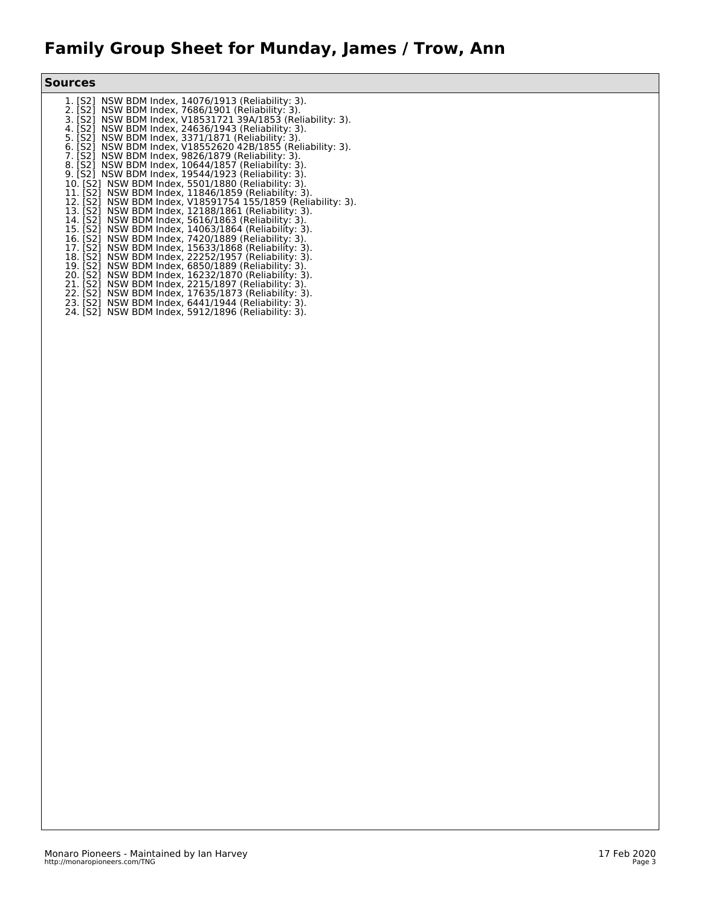# Family Group Sheet for Munday, James / Trow, Ann

## Sources

1. [S2] NSW BDM Index, 14076/1913 (Reliability: 3).
2. [S2] NSW BDM Index, 7686/1901 (Reliability: 3).
3. [S2] NSW BDM Index, V18531721 39A/1853 (Reliability: 3).
4. [S2] NSW BDM Index, 24636/1943 (Reliability: 3).
5. [S2] NSW BDM Index, 3371/1871 (Reliability: 3).
6. [S2] NSW BDM Index, V18552620 42B/1855 (Reliability: 3).
7. [S2] NSW BDM Index, 9826/1879 (Reliability: 3).
8. [S2] NSW BDM Index, 10644/1857 (Reliability: 3).
9. [S2] NSW BDM Index, 19544/1923 (Reliability: 3).
10. [S2] NSW BDM Index, 5501/1880 (Reliability: 3).
11. [S2] NSW BDM Index, 11846/1859 (Reliability: 3).
12. [S2] NSW BDM Index, V18591754 155/1859 (Reliability: 3).
13. [S2] NSW BDM Index, 12188/1861 (Reliability: 3).
14. [S2] NSW BDM Index, 5616/1863 (Reliability: 3).
15. [S2] NSW BDM Index, 14063/1864 (Reliability: 3).
16. [S2] NSW BDM Index, 7420/1889 (Reliability: 3).
17. [S2] NSW BDM Index, 15633/1868 (Reliability: 3).
18. [S2] NSW BDM Index, 22252/1957 (Reliability: 3).
19. [S2] NSW BDM Index, 6850/1889 (Reliability: 3).
20. [S2] NSW BDM Index, 16232/1870 (Reliability: 3).
21. [S2] NSW BDM Index, 2215/1897 (Reliability: 3).
22. [S2] NSW BDM Index, 17635/1873 (Reliability: 3).
23. [S2] NSW BDM Index, 6441/1944 (Reliability: 3).
24. [S2] NSW BDM Index, 5912/1896 (Reliability: 3).